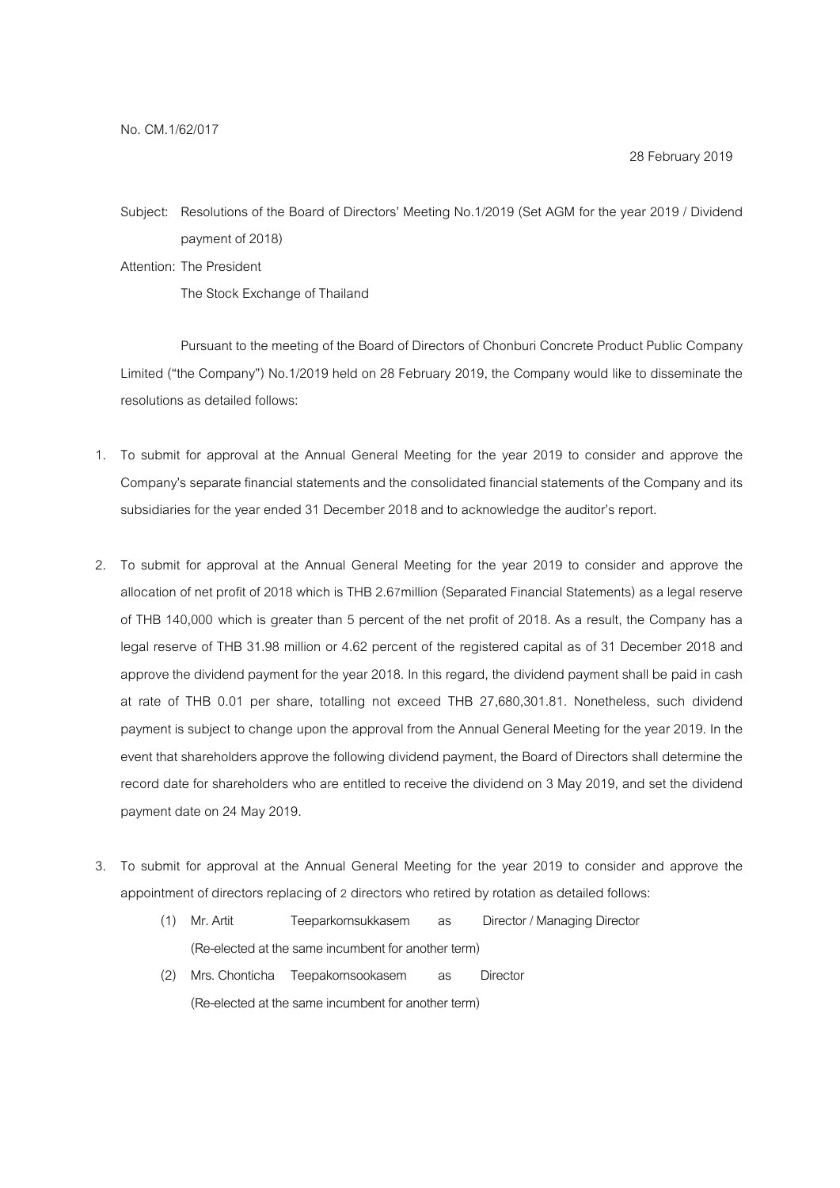No. CM.1/62/017

28 February 2019

Subject: Resolutions of the Board of Directors' Meeting No.1/2019 (Set AGM for the year 2019 / Dividend payment of 2018)

Attention: The President

The Stock Exchange of Thailand

Pursuant to the meeting of the Board of Directors of Chonburi Concrete Product Public Company Limited ("the Company") No.1/2019 held on 28 February 2019, the Company would like to disseminate the resolutions as detailed follows:

1. To submit for approval at the Annual General Meeting for the year 2019 to consider and approve the Company's separate financial statements and the consolidated financial statements of the Company and its subsidiaries for the year ended 31 December 2018 and to acknowledge the auditor's report.

2. To submit for approval at the Annual General Meeting for the year 2019 to consider and approve the allocation of net profit of 2018 which is THB 2.67million (Separated Financial Statements) as a legal reserve of THB 140,000 which is greater than 5 percent of the net profit of 2018. As a result, the Company has a legal reserve of THB 31.98 million or 4.62 percent of the registered capital as of 31 December 2018 and approve the dividend payment for the year 2018. In this regard, the dividend payment shall be paid in cash at rate of THB 0.01 per share, totalling not exceed THB 27,680,301.81. Nonetheless, such dividend payment is subject to change upon the approval from the Annual General Meeting for the year 2019. In the event that shareholders approve the following dividend payment, the Board of Directors shall determine the record date for shareholders who are entitled to receive the dividend on 3 May 2019, and set the dividend payment date on 24 May 2019.

3. To submit for approval at the Annual General Meeting for the year 2019 to consider and approve the appointment of directors replacing of 2 directors who retired by rotation as detailed follows:
   (1) Mr. Artit Teeparkornsukkasem as Director / Managing Director
   (Re-elected at the same incumbent for another term)
   (2) Mrs. Chonticha Teepakornsookasem as Director
   (Re-elected at the same incumbent for another term)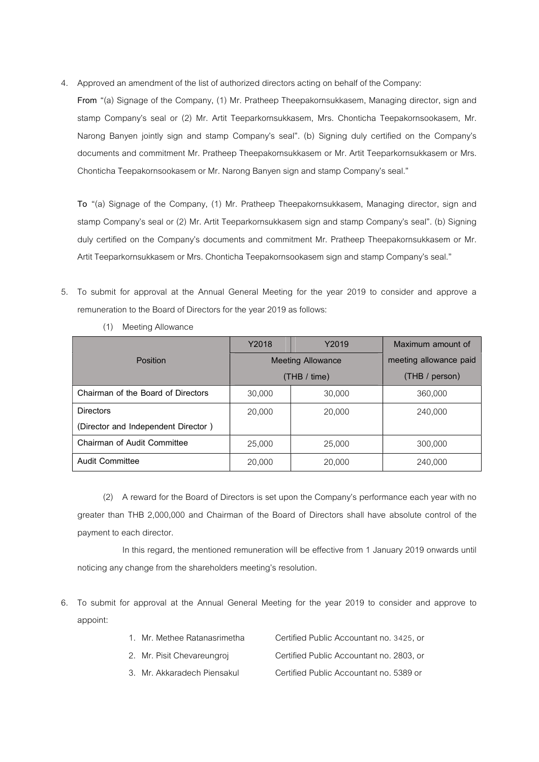4. Approved an amendment of the list of authorized directors acting on behalf of the Company:

   **From** "(a) Signage of the Company, (1) Mr. Pratheep Theepakornsukkasem, Managing director, sign and stamp Company's seal or (2) Mr. Artit Teeparkornsukkasem, Mrs. Chonticha Teepakornsookasem, Mr. Narong Banyen jointly sign and stamp Company's seal". (b) Signing duly certified on the Company's documents and commitment Mr. Pratheep Theepakornsukkasem or Mr. Artit Teeparkornsukkasem or Mrs. Chonticha Teepakornsookasem or Mr. Narong Banyen sign and stamp Company's seal."

   **To** "(a) Signage of the Company, (1) Mr. Pratheep Theepakornsukkasem, Managing director, sign and stamp Company's seal or (2) Mr. Artit Teeparkornsukkasem sign and stamp Company's seal". (b) Signing duly certified on the Company's documents and commitment Mr. Pratheep Theepakornsukkasem or Mr. Artit Teeparkornsukkasem or Mrs. Chonticha Teepakornsookasem sign and stamp Company's seal."

5. To submit for approval at the Annual General Meeting for the year 2019 to consider and approve a remuneration to the Board of Directors for the year 2019 as follows:

   (1) Meeting Allowance

| Position | Y2018 | Y2019 | Maximum amount of meeting allowance paid (THB / person) |
|---|---|---|---|
| | Meeting Allowance (THB / time) | | |
| Chairman of the Board of Directors | 30,000 | 30,000 | 360,000 |
| Directors (Director and Independent Director ) | 20,000 | 20,000 | 240,000 |
| Chairman of Audit Committee | 25,000 | 25,000 | 300,000 |
| Audit Committee | 20,000 | 20,000 | 240,000 |

   (2) A reward for the Board of Directors is set upon the Company's performance each year with no greater than THB 2,000,000 and Chairman of the Board of Directors shall have absolute control of the payment to each director.

   In this regard, the mentioned remuneration will be effective from 1 January 2019 onwards until noticing any change from the shareholders meeting's resolution.

6. To submit for approval at the Annual General Meeting for the year 2019 to consider and approve to appoint:

   1. Mr. Methee Ratanasrimetha Certified Public Accountant no. 3425, or
   2. Mr. Pisit Chevareungroj Certified Public Accountant no. 2803, or
   3. Mr. Akkaradech Piensakul Certified Public Accountant no. 5389 or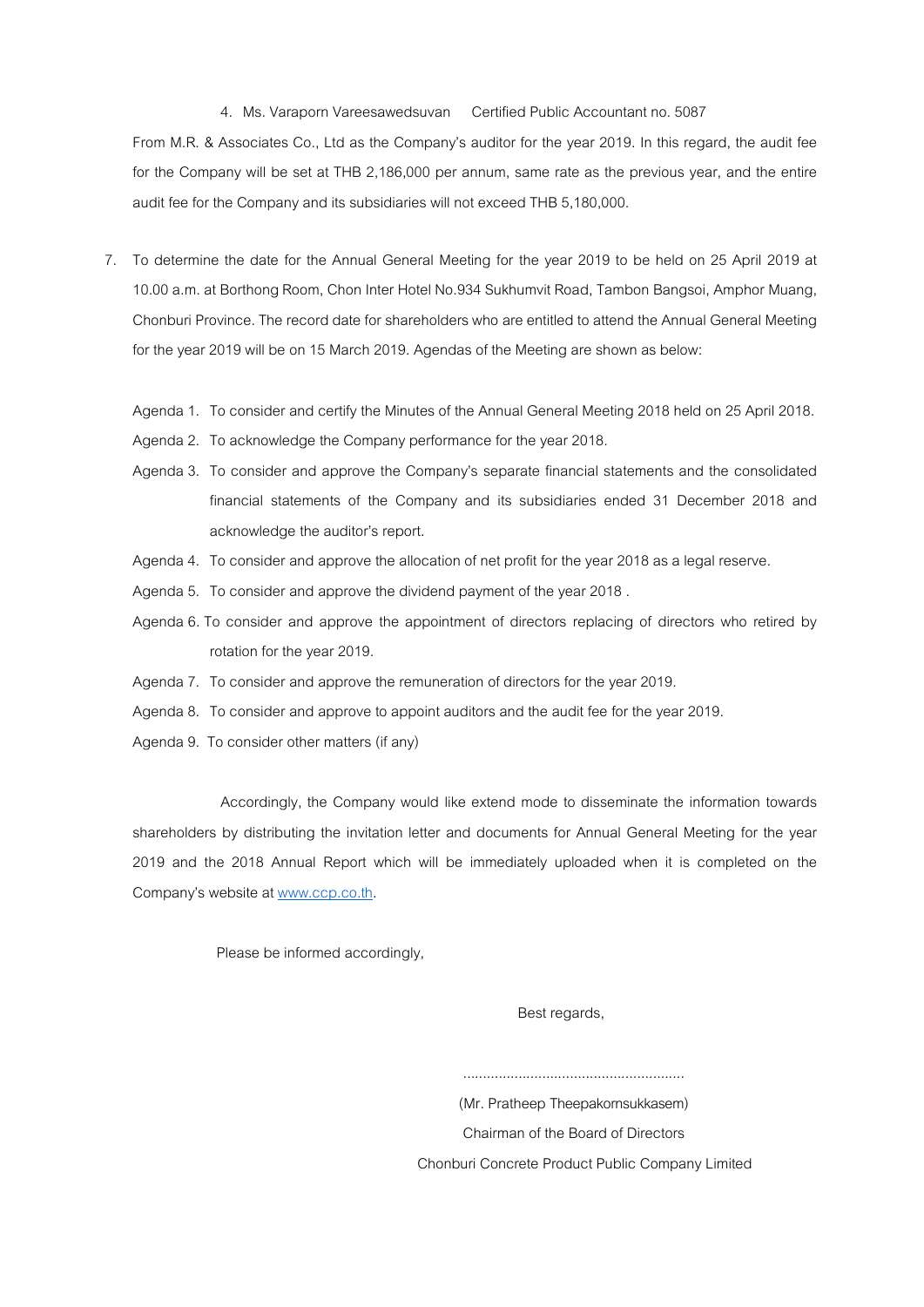4. Ms. Varaporn Vareesawedsuvan Certified Public Accountant no. 5087

From M.R. & Associates Co., Ltd as the Company's auditor for the year 2019. In this regard, the audit fee for the Company will be set at THB 2,186,000 per annum, same rate as the previous year, and the entire audit fee for the Company and its subsidiaries will not exceed THB 5,180,000.

7. To determine the date for the Annual General Meeting for the year 2019 to be held on 25 April 2019 at 10.00 a.m. at Borthong Room, Chon Inter Hotel No.934 Sukhumvit Road, Tambon Bangsoi, Amphor Muang, Chonburi Province. The record date for shareholders who are entitled to attend the Annual General Meeting for the year 2019 will be on 15 March 2019. Agendas of the Meeting are shown as below:

   Agenda 1. To consider and certify the Minutes of the Annual General Meeting 2018 held on 25 April 2018.

   Agenda 2. To acknowledge the Company performance for the year 2018.

   Agenda 3. To consider and approve the Company's separate financial statements and the consolidated financial statements of the Company and its subsidiaries ended 31 December 2018 and acknowledge the auditor's report.

   Agenda 4. To consider and approve the allocation of net profit for the year 2018 as a legal reserve.

   Agenda 5. To consider and approve the dividend payment of the year 2018 .

   Agenda 6. To consider and approve the appointment of directors replacing of directors who retired by rotation for the year 2019.

   Agenda 7. To consider and approve the remuneration of directors for the year 2019.

   Agenda 8. To consider and approve to appoint auditors and the audit fee for the year 2019.

   Agenda 9. To consider other matters (if any)

Accordingly, the Company would like extend mode to disseminate the information towards shareholders by distributing the invitation letter and documents for Annual General Meeting for the year 2019 and the 2018 Annual Report which will be immediately uploaded when it is completed on the Company's website at www.ccp.co.th.

Please be informed accordingly,

Best regards,

........................................................

(Mr. Pratheep Theepakornsukkasem)

Chairman of the Board of Directors

Chonburi Concrete Product Public Company Limited